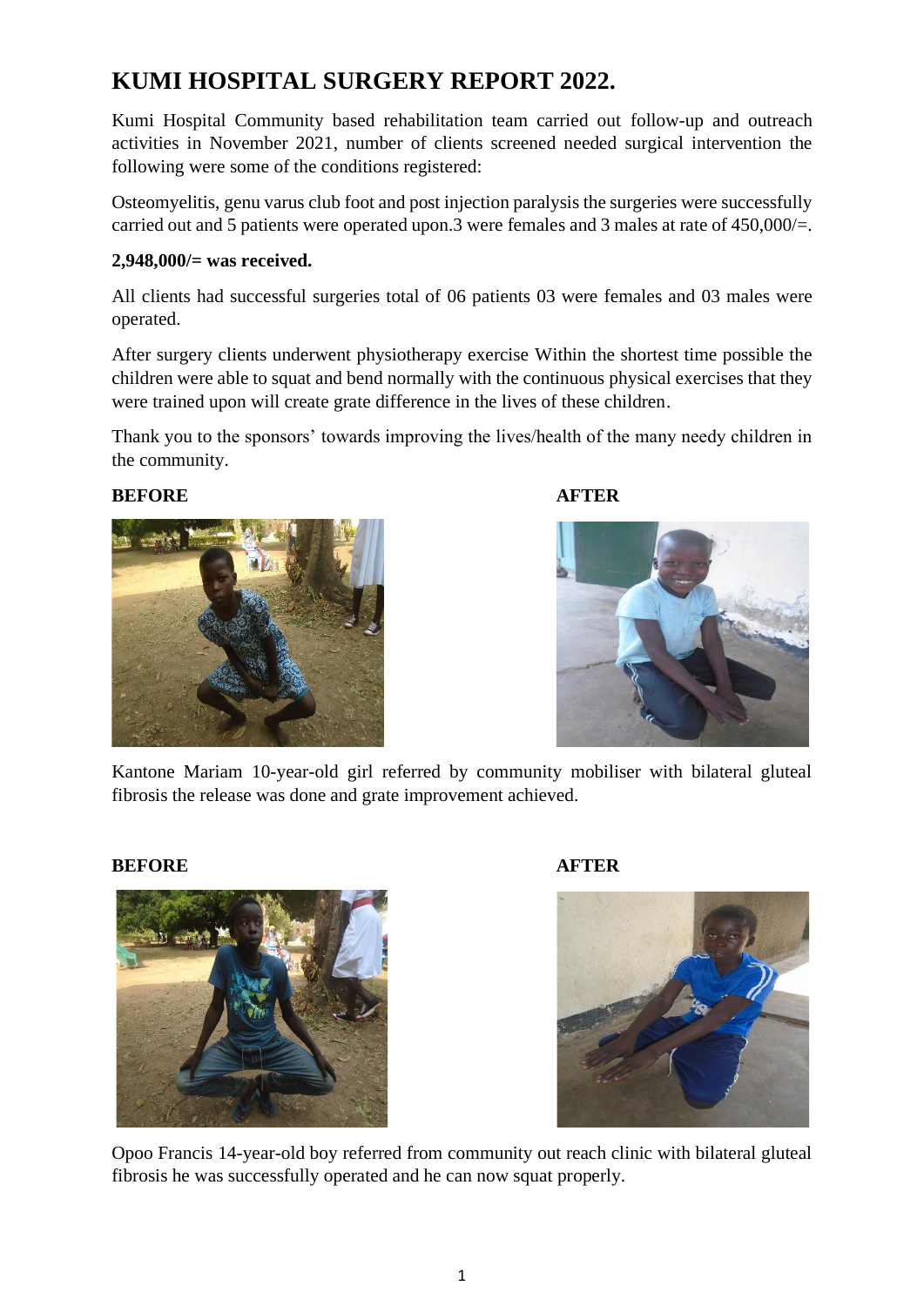# KUMI HOSPITAL SURGERY REPORT 2022.

Kumi Hospital Community based rehabilitation team carried out follow-up and outreach activities in November 2021, number of clients screened needed surgical intervention the following were some of the conditions registered:

Osteomyelitis, genu varus club foot and post injection paralysis the surgeries were successfully carried out and 5 patients were operated upon.3 were females and 3 males at rate of 450,000/=.

**2,948,000/= was received.**

All clients had successful surgeries total of 06 patients 03 were females and 03 males were operated.

After surgery clients underwent physiotherapy exercise Within the shortest time possible the children were able to squat and bend normally with the continuous physical exercises that they were trained upon will create grate difference in the lives of these children.

Thank you to the sponsors' towards improving the lives/health of the many needy children in the community.

**BEFORE** **AFTER**

Kantone Mariam 10-year-old girl referred by community mobiliser with bilateral gluteal fibrosis the release was done and grate improvement achieved.

**BEFORE** **AFTER**

Opoo Francis 14-year-old boy referred from community out reach clinic with bilateral gluteal fibrosis he was successfully operated and he can now squat properly.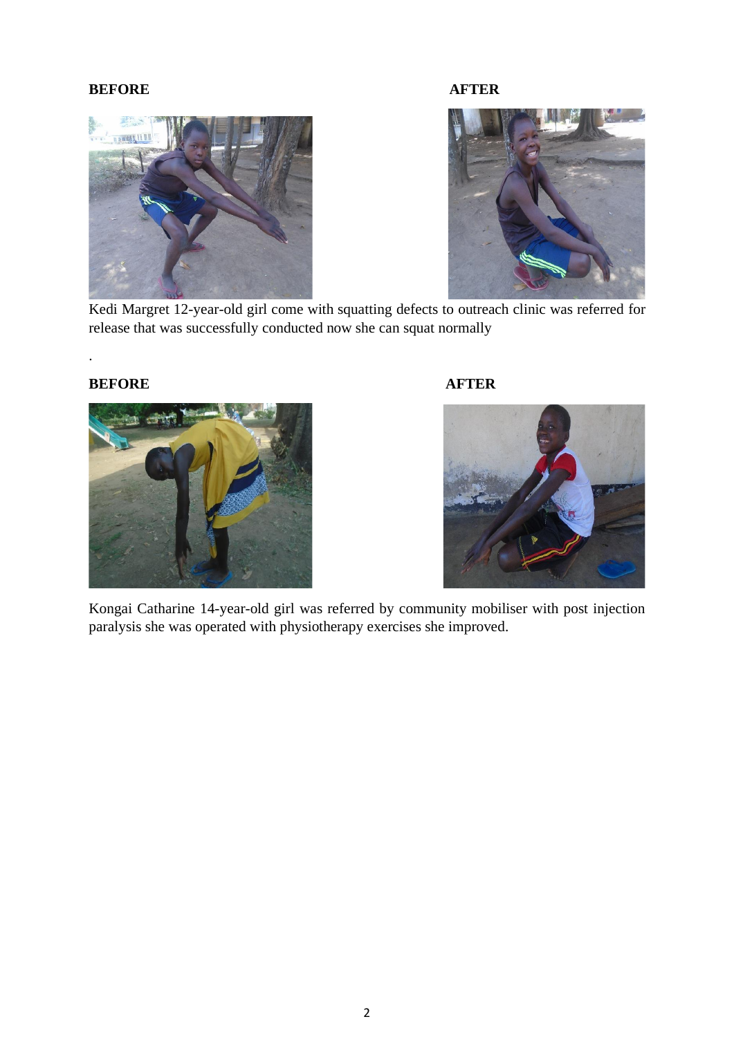**BEFORE** **AFTER**

Kedi Margret 12-year-old girl come with squatting defects to outreach clinic was referred for release that was successfully conducted now she can squat normally

.

**BEFORE** **AFTER**

Kongai Catharine 14-year-old girl was referred by community mobiliser with post injection paralysis she was operated with physiotherapy exercises she improved.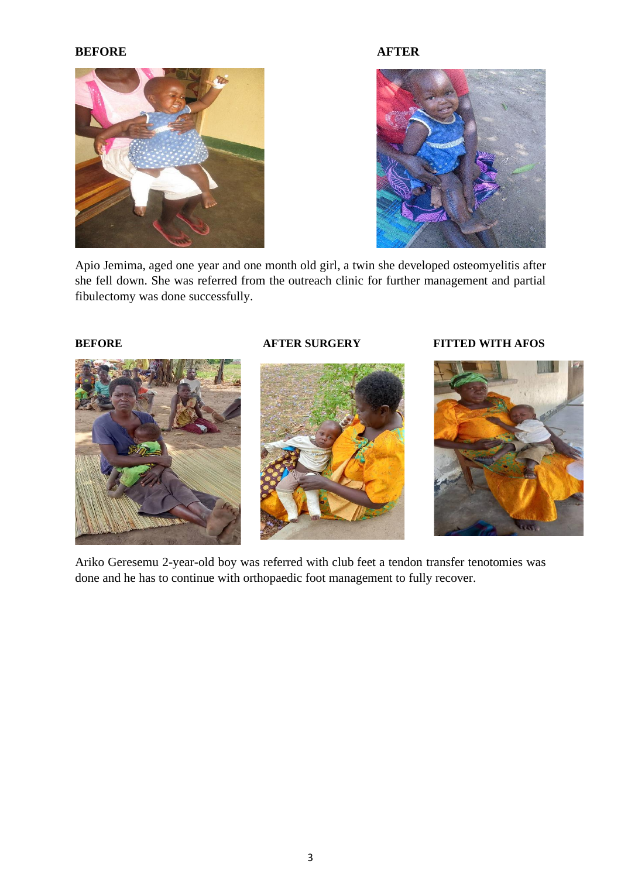**BEFORE** **AFTER**

Apio Jemima, aged one year and one month old girl, a twin she developed osteomyelitis after she fell down. She was referred from the outreach clinic for further management and partial fibulectomy was done successfully.

**BEFORE** **AFTER SURGERY** **FITTED WITH AFOS**

Ariko Geresemu 2-year-old boy was referred with club feet a tendon transfer tenotomies was done and he has to continue with orthopaedic foot management to fully recover.